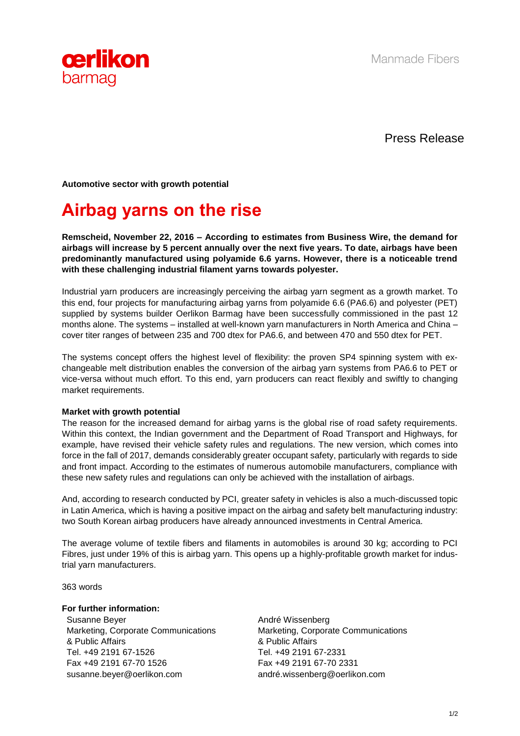oerlikon barmag

Manmade Fibers

Press Release

**Automotive sector with growth potential**

# Airbag yarns on the rise

**Remscheid, November 22, 2016 – According to estimates from Business Wire, the demand for airbags will increase by 5 percent annually over the next five years. To date, airbags have been predominantly manufactured using polyamide 6.6 yarns. However, there is a noticeable trend with these challenging industrial filament yarns towards polyester.**

Industrial yarn producers are increasingly perceiving the airbag yarn segment as a growth market. To this end, four projects for manufacturing airbag yarns from polyamide 6.6 (PA6.6) and polyester (PET) supplied by systems builder Oerlikon Barmag have been successfully commissioned in the past 12 months alone. The systems – installed at well-known yarn manufacturers in North America and China – cover titer ranges of between 235 and 700 dtex for PA6.6, and between 470 and 550 dtex for PET.

The systems concept offers the highest level of flexibility: the proven SP4 spinning system with exchangeable melt distribution enables the conversion of the airbag yarn systems from PA6.6 to PET or vice-versa without much effort. To this end, yarn producers can react flexibly and swiftly to changing market requirements.

**Market with growth potential**

The reason for the increased demand for airbag yarns is the global rise of road safety requirements. Within this context, the Indian government and the Department of Road Transport and Highways, for example, have revised their vehicle safety rules and regulations. The new version, which comes into force in the fall of 2017, demands considerably greater occupant safety, particularly with regards to side and front impact. According to the estimates of numerous automobile manufacturers, compliance with these new safety rules and regulations can only be achieved with the installation of airbags.

And, according to research conducted by PCI, greater safety in vehicles is also a much-discussed topic in Latin America, which is having a positive impact on the airbag and safety belt manufacturing industry: two South Korean airbag producers have already announced investments in Central America.

The average volume of textile fibers and filaments in automobiles is around 30 kg; according to PCI Fibres, just under 19% of this is airbag yarn. This opens up a highly-profitable growth market for industrial yarn manufacturers.

363 words

**For further information:**

Susanne Beyer
Marketing, Corporate Communications & Public Affairs
Tel. +49 2191 67-1526
Fax +49 2191 67-70 1526
susanne.beyer@oerlikon.com

André Wissenberg
Marketing, Corporate Communications & Public Affairs
Tel. +49 2191 67-2331
Fax +49 2191 67-70 2331
andré.wissenberg@oerlikon.com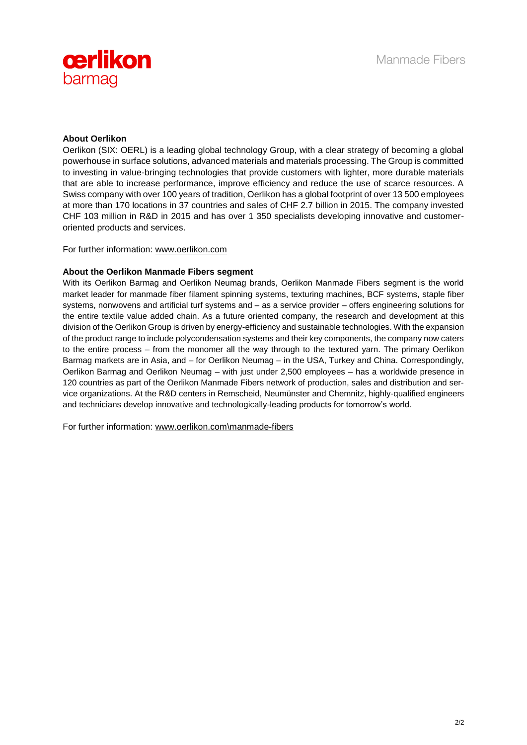## About Oerlikon

Oerlikon (SIX: OERL) is a leading global technology Group, with a clear strategy of becoming a global powerhouse in surface solutions, advanced materials and materials processing. The Group is committed to investing in value-bringing technologies that provide customers with lighter, more durable materials that are able to increase performance, improve efficiency and reduce the use of scarce resources. A Swiss company with over 100 years of tradition, Oerlikon has a global footprint of over 13 500 employees at more than 170 locations in 37 countries and sales of CHF 2.7 billion in 2015. The company invested CHF 103 million in R&D in 2015 and has over 1 350 specialists developing innovative and customer-oriented products and services.

For further information: www.oerlikon.com

## About the Oerlikon Manmade Fibers segment

With its Oerlikon Barmag and Oerlikon Neumag brands, Oerlikon Manmade Fibers segment is the world market leader for manmade fiber filament spinning systems, texturing machines, BCF systems, staple fiber systems, nonwovens and artificial turf systems and – as a service provider – offers engineering solutions for the entire textile value added chain. As a future oriented company, the research and development at this division of the Oerlikon Group is driven by energy-efficiency and sustainable technologies. With the expansion of the product range to include polycondensation systems and their key components, the company now caters to the entire process – from the monomer all the way through to the textured yarn. The primary Oerlikon Barmag markets are in Asia, and – for Oerlikon Neumag – in the USA, Turkey and China. Correspondingly, Oerlikon Barmag and Oerlikon Neumag – with just under 2,500 employees – has a worldwide presence in 120 countries as part of the Oerlikon Manmade Fibers network of production, sales and distribution and service organizations. At the R&D centers in Remscheid, Neumünster and Chemnitz, highly-qualified engineers and technicians develop innovative and technologically-leading products for tomorrow's world.

For further information: www.oerlikon.com\manmade-fibers